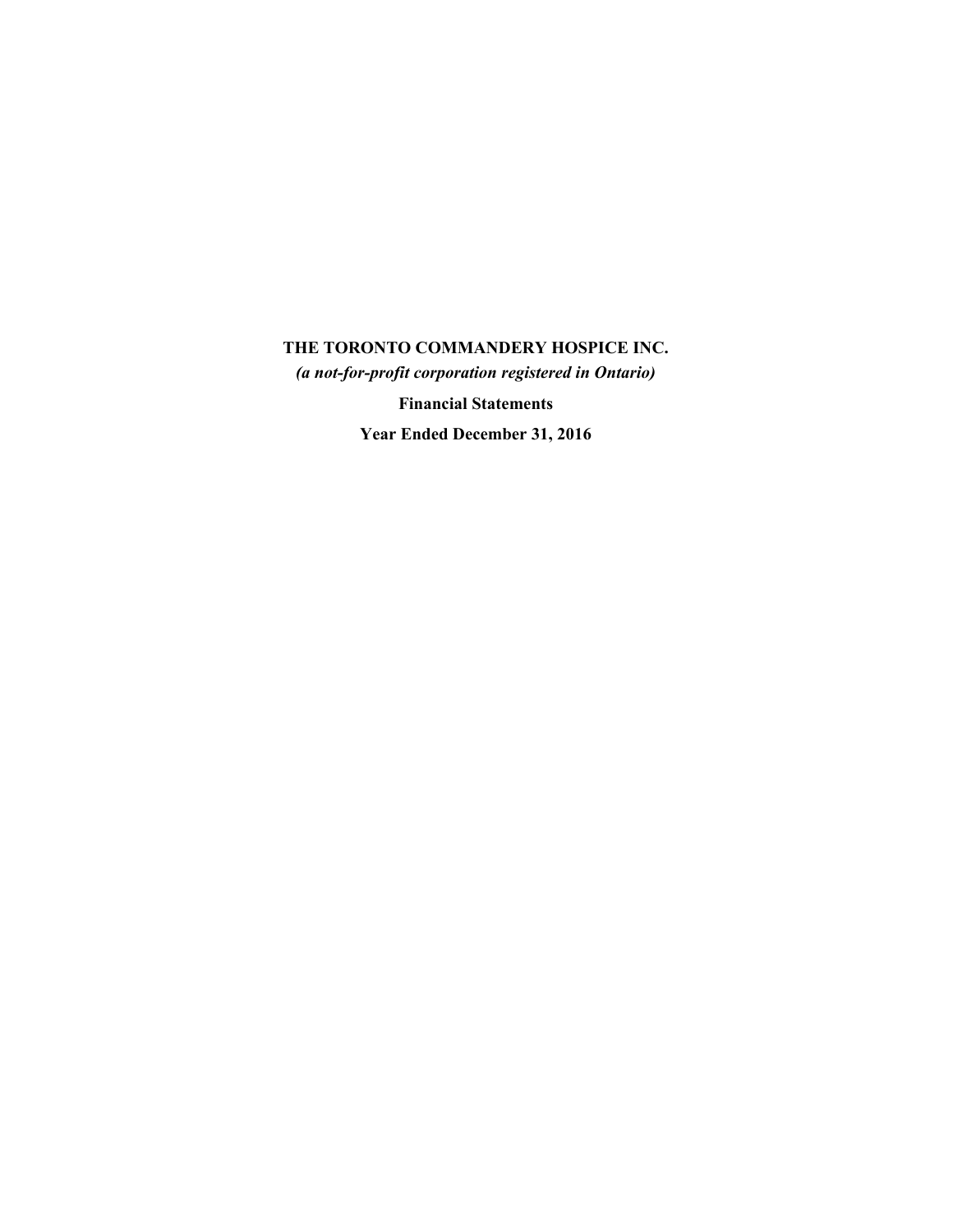# THE TORONTO COMMANDERY HOSPICE INC.

***(a not-for-profit corporation registered in Ontario)***

**Financial Statements**

**Year Ended December 31, 2016**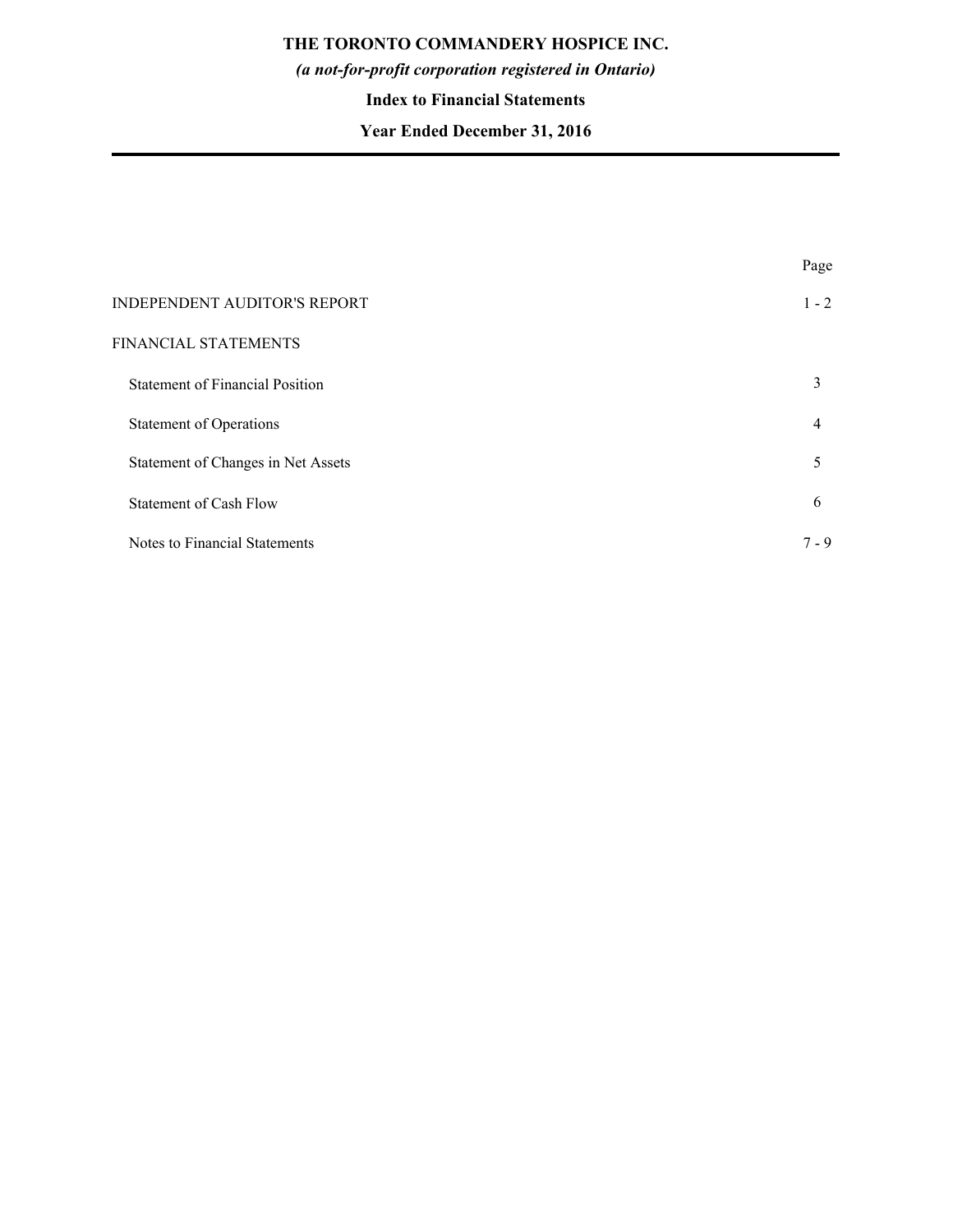# THE TORONTO COMMANDERY HOSPICE INC.

***(a not-for-profit corporation registered in Ontario)***

**Index to Financial Statements**

**Year Ended December 31, 2016**

| | Page |
|---|---|
| INDEPENDENT AUDITOR'S REPORT | 1 - 2 |
| FINANCIAL STATEMENTS | |
| Statement of Financial Position | 3 |
| Statement of Operations | 4 |
| Statement of Changes in Net Assets | 5 |
| Statement of Cash Flow | 6 |
| Notes to Financial Statements | 7 - 9 |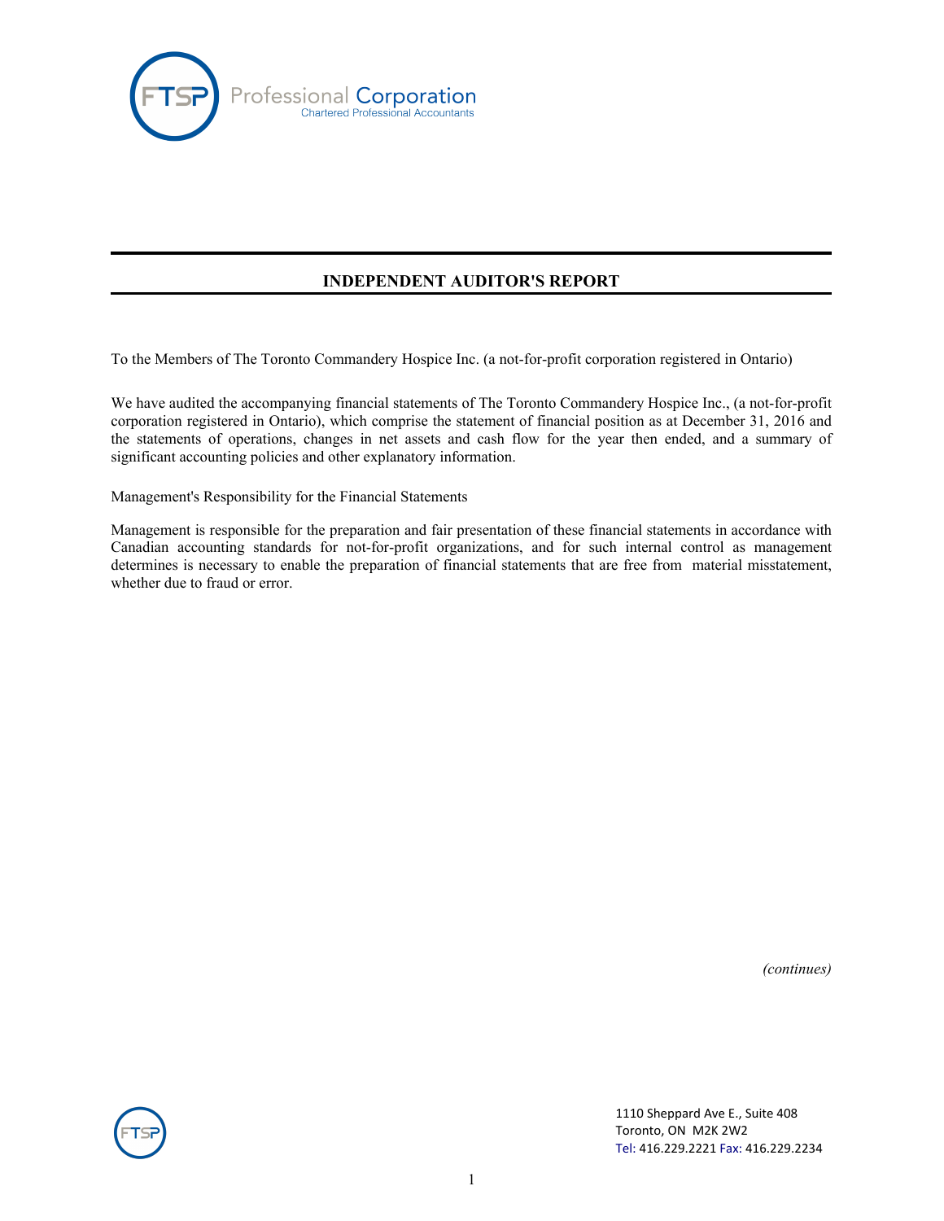## INDEPENDENT AUDITOR'S REPORT

To the Members of The Toronto Commandery Hospice Inc. (a not-for-profit corporation registered in Ontario)

We have audited the accompanying financial statements of The Toronto Commandery Hospice Inc., (a not-for-profit corporation registered in Ontario), which comprise the statement of financial position as at December 31, 2016 and the statements of operations, changes in net assets and cash flow for the year then ended, and a summary of significant accounting policies and other explanatory information.

Management's Responsibility for the Financial Statements

Management is responsible for the preparation and fair presentation of these financial statements in accordance with Canadian accounting standards for not-for-profit organizations, and for such internal control as management determines is necessary to enable the preparation of financial statements that are free from material misstatement, whether due to fraud or error.

*(continues)*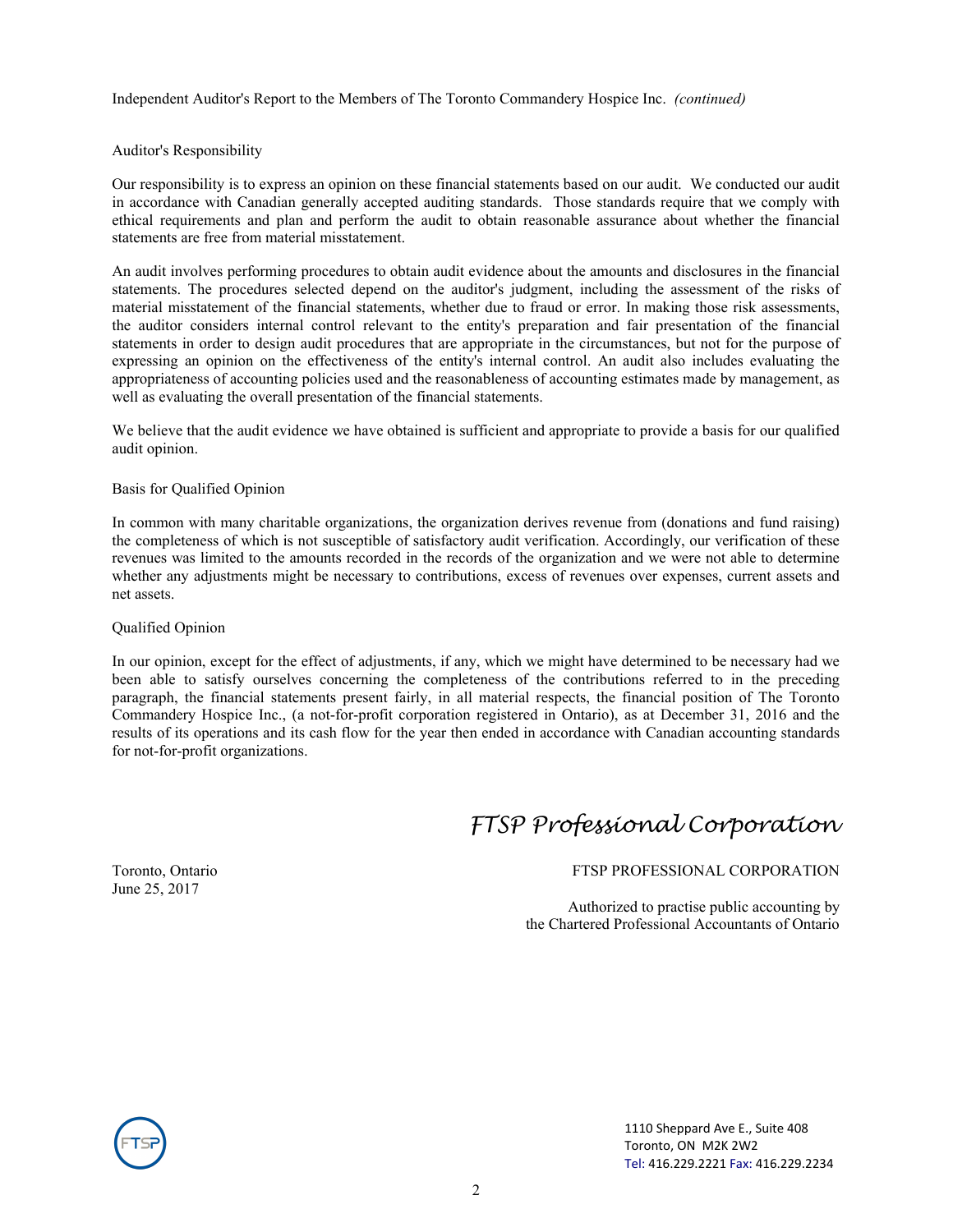Independent Auditor's Report to the Members of The Toronto Commandery Hospice Inc. *(continued)*

## Auditor's Responsibility

Our responsibility is to express an opinion on these financial statements based on our audit. We conducted our audit in accordance with Canadian generally accepted auditing standards. Those standards require that we comply with ethical requirements and plan and perform the audit to obtain reasonable assurance about whether the financial statements are free from material misstatement.

An audit involves performing procedures to obtain audit evidence about the amounts and disclosures in the financial statements. The procedures selected depend on the auditor's judgment, including the assessment of the risks of material misstatement of the financial statements, whether due to fraud or error. In making those risk assessments, the auditor considers internal control relevant to the entity's preparation and fair presentation of the financial statements in order to design audit procedures that are appropriate in the circumstances, but not for the purpose of expressing an opinion on the effectiveness of the entity's internal control. An audit also includes evaluating the appropriateness of accounting policies used and the reasonableness of accounting estimates made by management, as well as evaluating the overall presentation of the financial statements.

We believe that the audit evidence we have obtained is sufficient and appropriate to provide a basis for our qualified audit opinion.

## Basis for Qualified Opinion

In common with many charitable organizations, the organization derives revenue from (donations and fund raising) the completeness of which is not susceptible of satisfactory audit verification. Accordingly, our verification of these revenues was limited to the amounts recorded in the records of the organization and we were not able to determine whether any adjustments might be necessary to contributions, excess of revenues over expenses, current assets and net assets.

## Qualified Opinion

In our opinion, except for the effect of adjustments, if any, which we might have determined to be necessary had we been able to satisfy ourselves concerning the completeness of the contributions referred to in the preceding paragraph, the financial statements present fairly, in all material respects, the financial position of The Toronto Commandery Hospice Inc., (a not-for-profit corporation registered in Ontario), as at December 31, 2016 and the results of its operations and its cash flow for the year then ended in accordance with Canadian accounting standards for not-for-profit organizations.

*FTSP Professional Corporation*

Toronto, Ontario
June 25, 2017

FTSP PROFESSIONAL CORPORATION

Authorized to practise public accounting by
the Chartered Professional Accountants of Ontario

FTSP

1110 Sheppard Ave E., Suite 408
Toronto, ON M2K 2W2
Tel: 416.229.2221 Fax: 416.229.2234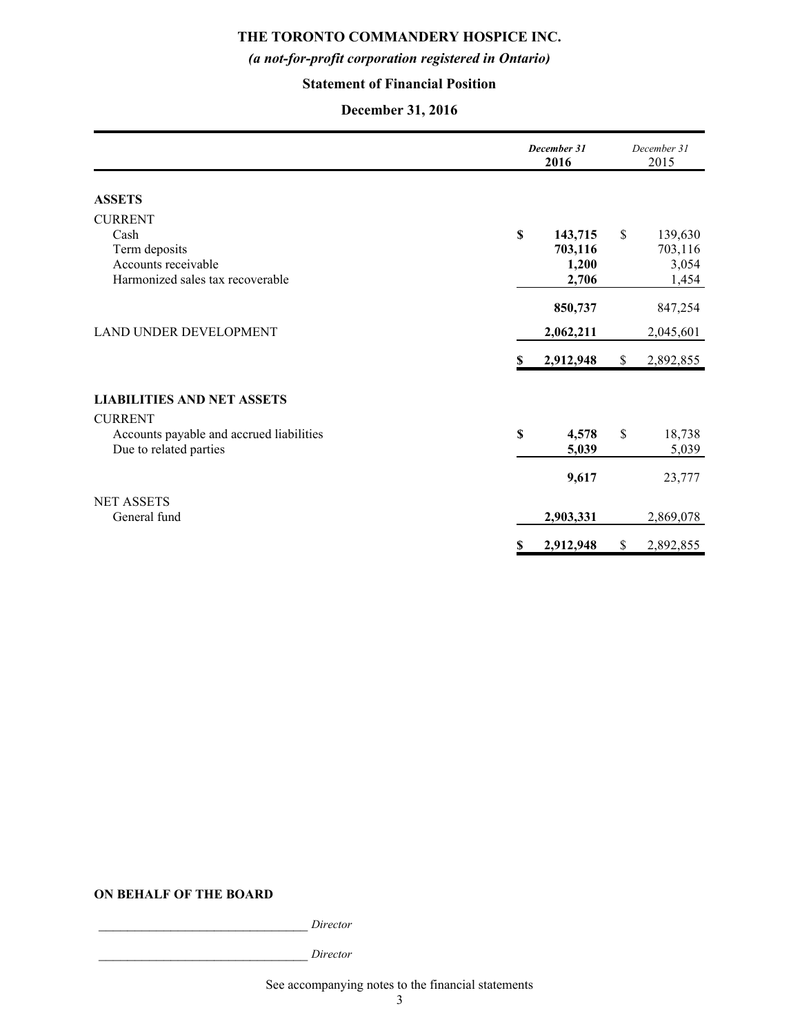# THE TORONTO COMMANDERY HOSPICE INC.

*(a not-for-profit corporation registered in Ontario)*

## Statement of Financial Position

### December 31, 2016

| | *December 31* **2016** | *December 31* 2015 |
|---|---|---|
| **ASSETS** | | |
| CURRENT | | |
| Cash | **$ 143,715** | $ 139,630 |
| Term deposits | **703,116** | 703,116 |
| Accounts receivable | **1,200** | 3,054 |
| Harmonized sales tax recoverable | **2,706** | 1,454 |
| | **850,737** | 847,254 |
| LAND UNDER DEVELOPMENT | **2,062,211** | 2,045,601 |
| | **$ 2,912,948** | $ 2,892,855 |
| **LIABILITIES AND NET ASSETS** | | |
| CURRENT | | |
| Accounts payable and accrued liabilities | **$ 4,578** | $ 18,738 |
| Due to related parties | **5,039** | 5,039 |
| | **9,617** | 23,777 |
| NET ASSETS | | |
| General fund | **2,903,331** | 2,869,078 |
| | **$ 2,912,948** | $ 2,892,855 |

**ON BEHALF OF THE BOARD**

_________________________________ *Director*

_________________________________ *Director*

See accompanying notes to the financial statements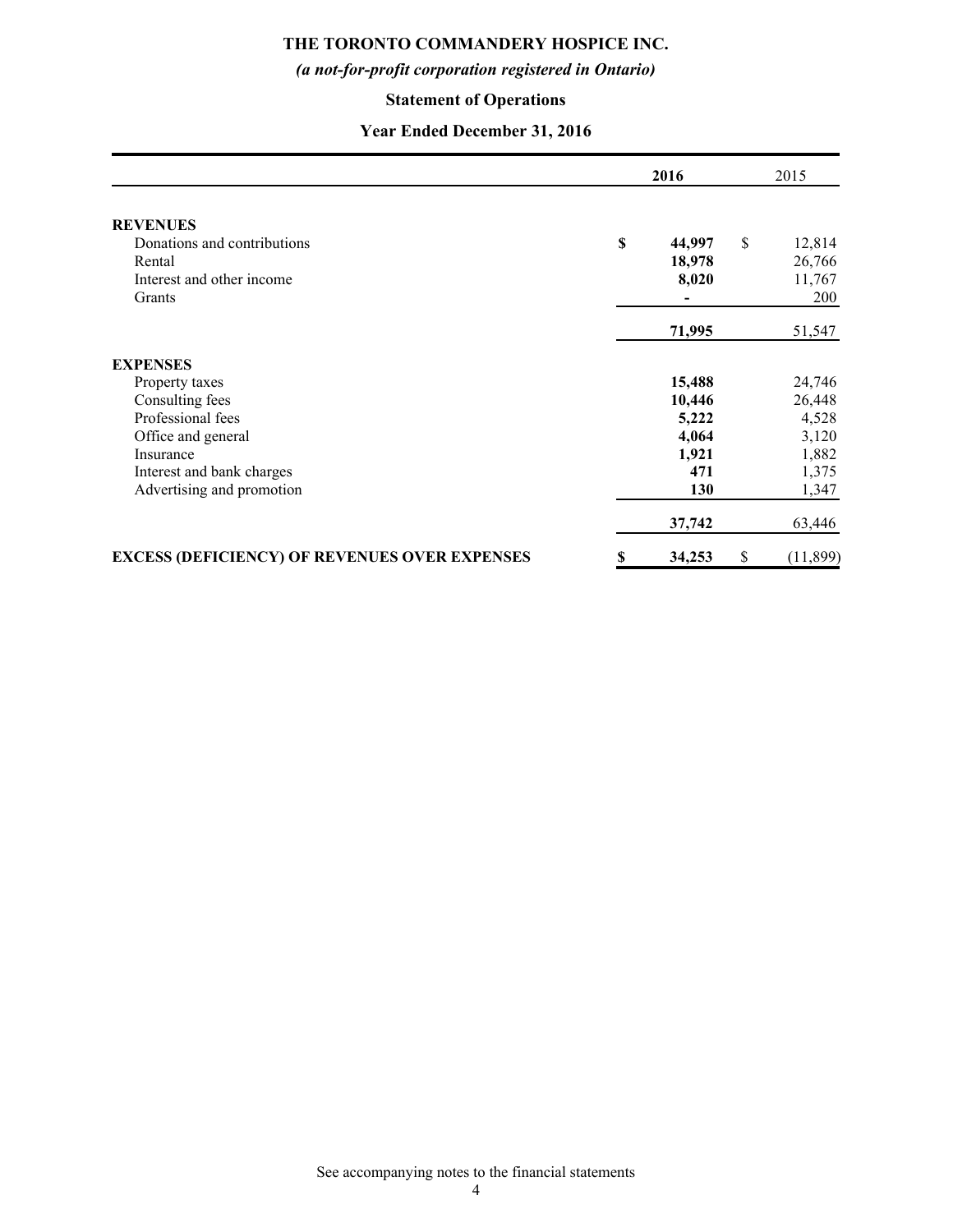# THE TORONTO COMMANDERY HOSPICE INC.

*(a not-for-profit corporation registered in Ontario)*

## Statement of Operations

### Year Ended December 31, 2016

| | **2016** | 2015 |
|---|---|---|
| **REVENUES** | | |
| Donations and contributions | **$ 44,997** | $ 12,814 |
| Rental | **18,978** | 26,766 |
| Interest and other income | **8,020** | 11,767 |
| Grants | **-** | 200 |
| | **71,995** | 51,547 |
| **EXPENSES** | | |
| Property taxes | **15,488** | 24,746 |
| Consulting fees | **10,446** | 26,448 |
| Professional fees | **5,222** | 4,528 |
| Office and general | **4,064** | 3,120 |
| Insurance | **1,921** | 1,882 |
| Interest and bank charges | **471** | 1,375 |
| Advertising and promotion | **130** | 1,347 |
| | **37,742** | 63,446 |
| **EXCESS (DEFICIENCY) OF REVENUES OVER EXPENSES** | **$ 34,253** | $ (11,899) |

See accompanying notes to the financial statements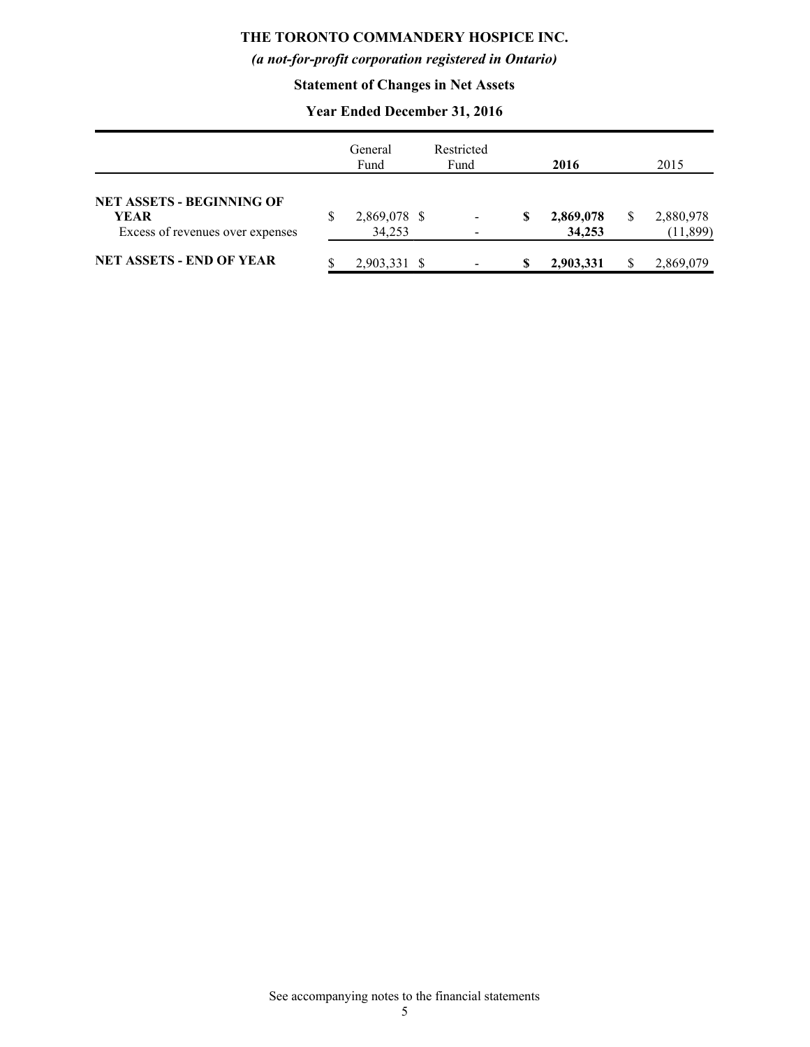# THE TORONTO COMMANDERY HOSPICE INC.

*(a not-for-profit corporation registered in Ontario)*

## Statement of Changes in Net Assets

### Year Ended December 31, 2016

| | General Fund | Restricted Fund | **2016** | 2015 |
|---|---|---|---|---|
| **NET ASSETS - BEGINNING OF YEAR** | $ 2,869,078 | $ - | **$ 2,869,078** | $ 2,880,978 |
| Excess of revenues over expenses | 34,253 | - | **34,253** | (11,899) |
| **NET ASSETS - END OF YEAR** | $ 2,903,331 | $ - | **$ 2,903,331** | $ 2,869,079 |

See accompanying notes to the financial statements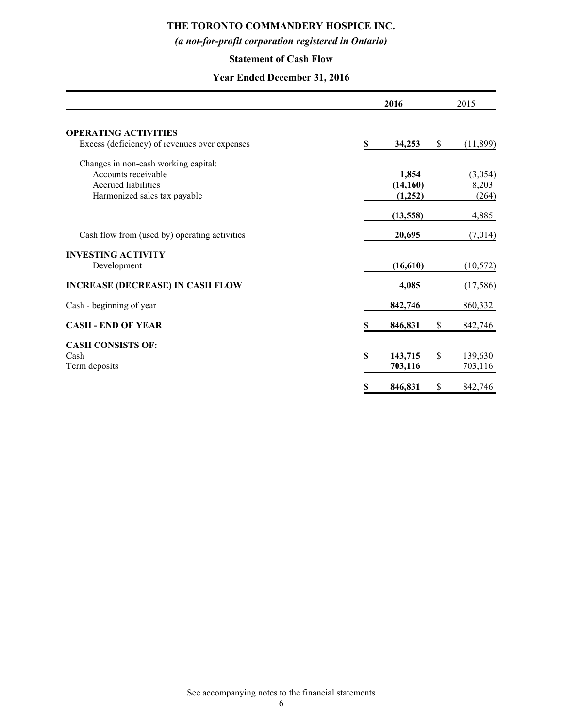**THE TORONTO COMMANDERY HOSPICE INC.**

***(a not-for-profit corporation registered in Ontario)***

**Statement of Cash Flow**

**Year Ended December 31, 2016**

| | 2016 | 2015 |
|---|---|---|
| **OPERATING ACTIVITIES** | | |
| Excess (deficiency) of revenues over expenses | **$ 34,253** | $ (11,899) |
| Changes in non-cash working capital: | | |
| Accounts receivable | **1,854** | (3,054) |
| Accrued liabilities | **(14,160)** | 8,203 |
| Harmonized sales tax payable | **(1,252)** | (264) |
| | **(13,558)** | 4,885 |
| Cash flow from (used by) operating activities | **20,695** | (7,014) |
| **INVESTING ACTIVITY** | | |
| Development | **(16,610)** | (10,572) |
| **INCREASE (DECREASE) IN CASH FLOW** | **4,085** | (17,586) |
| Cash - beginning of year | **842,746** | 860,332 |
| **CASH - END OF YEAR** | **$ 846,831** | $ 842,746 |
| **CASH CONSISTS OF:** | | |
| Cash | **$ 143,715** | $ 139,630 |
| Term deposits | **703,116** | 703,116 |
| | **$ 846,831** | $ 842,746 |

See accompanying notes to the financial statements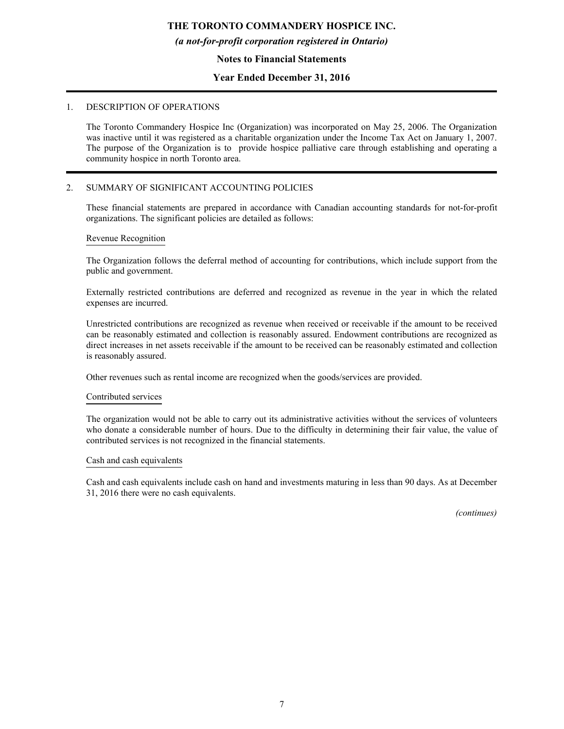# THE TORONTO COMMANDERY HOSPICE INC.

*(a not-for-profit corporation registered in Ontario)*

**Notes to Financial Statements**

**Year Ended December 31, 2016**

1. DESCRIPTION OF OPERATIONS

The Toronto Commandery Hospice Inc (Organization) was incorporated on May 25, 2006. The Organization was inactive until it was registered as a charitable organization under the Income Tax Act on January 1, 2007. The purpose of the Organization is to provide hospice palliative care through establishing and operating a community hospice in north Toronto area.

2. SUMMARY OF SIGNIFICANT ACCOUNTING POLICIES

These financial statements are prepared in accordance with Canadian accounting standards for not-for-profit organizations. The significant policies are detailed as follows:

Revenue Recognition

The Organization follows the deferral method of accounting for contributions, which include support from the public and government.

Externally restricted contributions are deferred and recognized as revenue in the year in which the related expenses are incurred.

Unrestricted contributions are recognized as revenue when received or receivable if the amount to be received can be reasonably estimated and collection is reasonably assured. Endowment contributions are recognized as direct increases in net assets receivable if the amount to be received can be reasonably estimated and collection is reasonably assured.

Other revenues such as rental income are recognized when the goods/services are provided.

Contributed services

The organization would not be able to carry out its administrative activities without the services of volunteers who donate a considerable number of hours. Due to the difficulty in determining their fair value, the value of contributed services is not recognized in the financial statements.

Cash and cash equivalents

Cash and cash equivalents include cash on hand and investments maturing in less than 90 days. As at December 31, 2016 there were no cash equivalents.

*(continues)*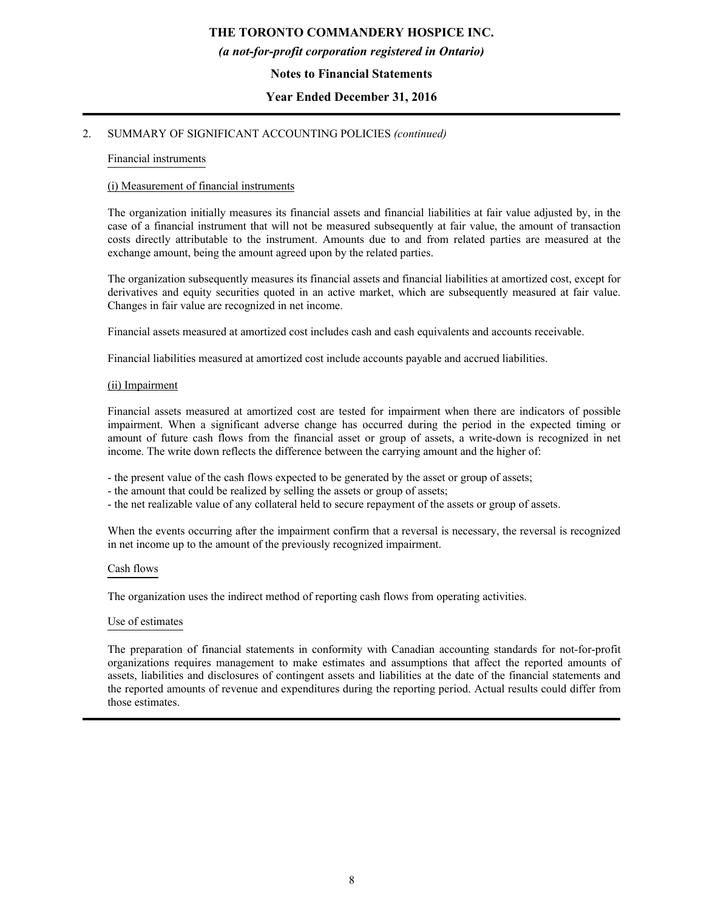# THE TORONTO COMMANDERY HOSPICE INC.

*(a not-for-profit corporation registered in Ontario)*

## Notes to Financial Statements

## Year Ended December 31, 2016

2. SUMMARY OF SIGNIFICANT ACCOUNTING POLICIES *(continued)*

### Financial instruments

#### (i) Measurement of financial instruments

The organization initially measures its financial assets and financial liabilities at fair value adjusted by, in the case of a financial instrument that will not be measured subsequently at fair value, the amount of transaction costs directly attributable to the instrument. Amounts due to and from related parties are measured at the exchange amount, being the amount agreed upon by the related parties.

The organization subsequently measures its financial assets and financial liabilities at amortized cost, except for derivatives and equity securities quoted in an active market, which are subsequently measured at fair value. Changes in fair value are recognized in net income.

Financial assets measured at amortized cost includes cash and cash equivalents and accounts receivable.

Financial liabilities measured at amortized cost include accounts payable and accrued liabilities.

#### (ii) Impairment

Financial assets measured at amortized cost are tested for impairment when there are indicators of possible impairment. When a significant adverse change has occurred during the period in the expected timing or amount of future cash flows from the financial asset or group of assets, a write-down is recognized in net income. The write down reflects the difference between the carrying amount and the higher of:

- the present value of the cash flows expected to be generated by the asset or group of assets;
- the amount that could be realized by selling the assets or group of assets;
- the net realizable value of any collateral held to secure repayment of the assets or group of assets.

When the events occurring after the impairment confirm that a reversal is necessary, the reversal is recognized in net income up to the amount of the previously recognized impairment.

### Cash flows

The organization uses the indirect method of reporting cash flows from operating activities.

### Use of estimates

The preparation of financial statements in conformity with Canadian accounting standards for not-for-profit organizations requires management to make estimates and assumptions that affect the reported amounts of assets, liabilities and disclosures of contingent assets and liabilities at the date of the financial statements and the reported amounts of revenue and expenditures during the reporting period. Actual results could differ from those estimates.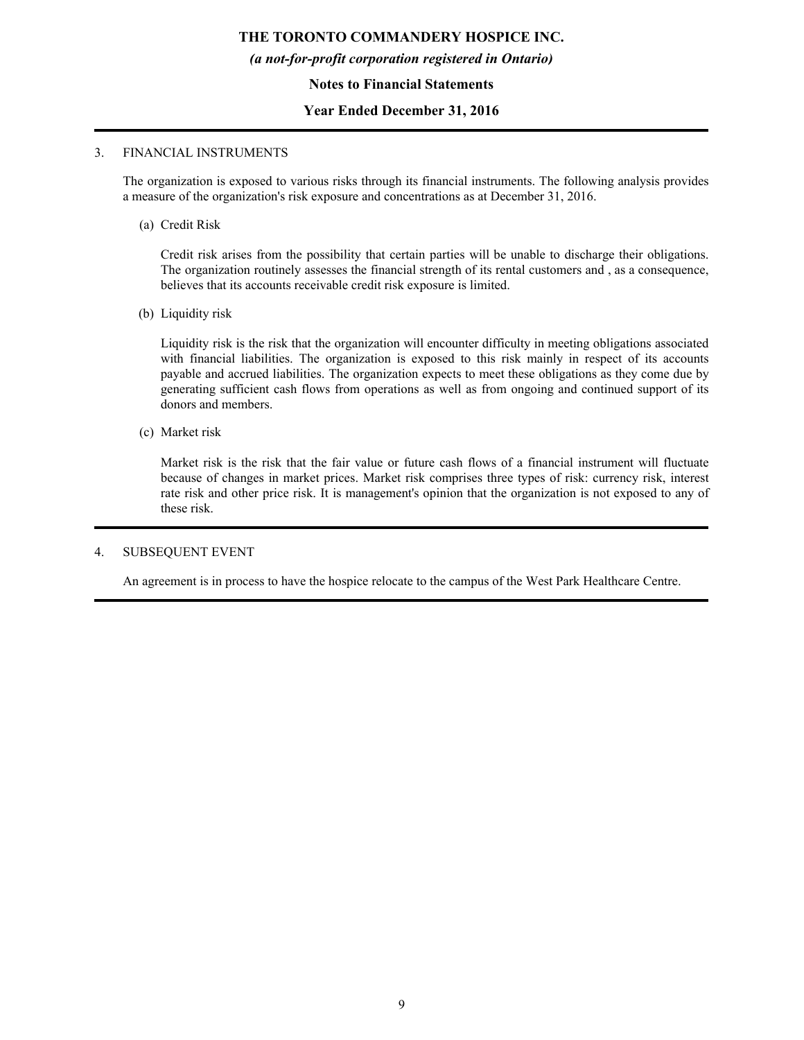# THE TORONTO COMMANDERY HOSPICE INC.

*(a not-for-profit corporation registered in Ontario)*

**Notes to Financial Statements**

**Year Ended December 31, 2016**

## 3. FINANCIAL INSTRUMENTS

The organization is exposed to various risks through its financial instruments. The following analysis provides a measure of the organization's risk exposure and concentrations as at December 31, 2016.

(a) Credit Risk

Credit risk arises from the possibility that certain parties will be unable to discharge their obligations. The organization routinely assesses the financial strength of its rental customers and , as a consequence, believes that its accounts receivable credit risk exposure is limited.

(b) Liquidity risk

Liquidity risk is the risk that the organization will encounter difficulty in meeting obligations associated with financial liabilities. The organization is exposed to this risk mainly in respect of its accounts payable and accrued liabilities. The organization expects to meet these obligations as they come due by generating sufficient cash flows from operations as well as from ongoing and continued support of its donors and members.

(c) Market risk

Market risk is the risk that the fair value or future cash flows of a financial instrument will fluctuate because of changes in market prices. Market risk comprises three types of risk: currency risk, interest rate risk and other price risk. It is management's opinion that the organization is not exposed to any of these risk.

## 4. SUBSEQUENT EVENT

An agreement is in process to have the hospice relocate to the campus of the West Park Healthcare Centre.